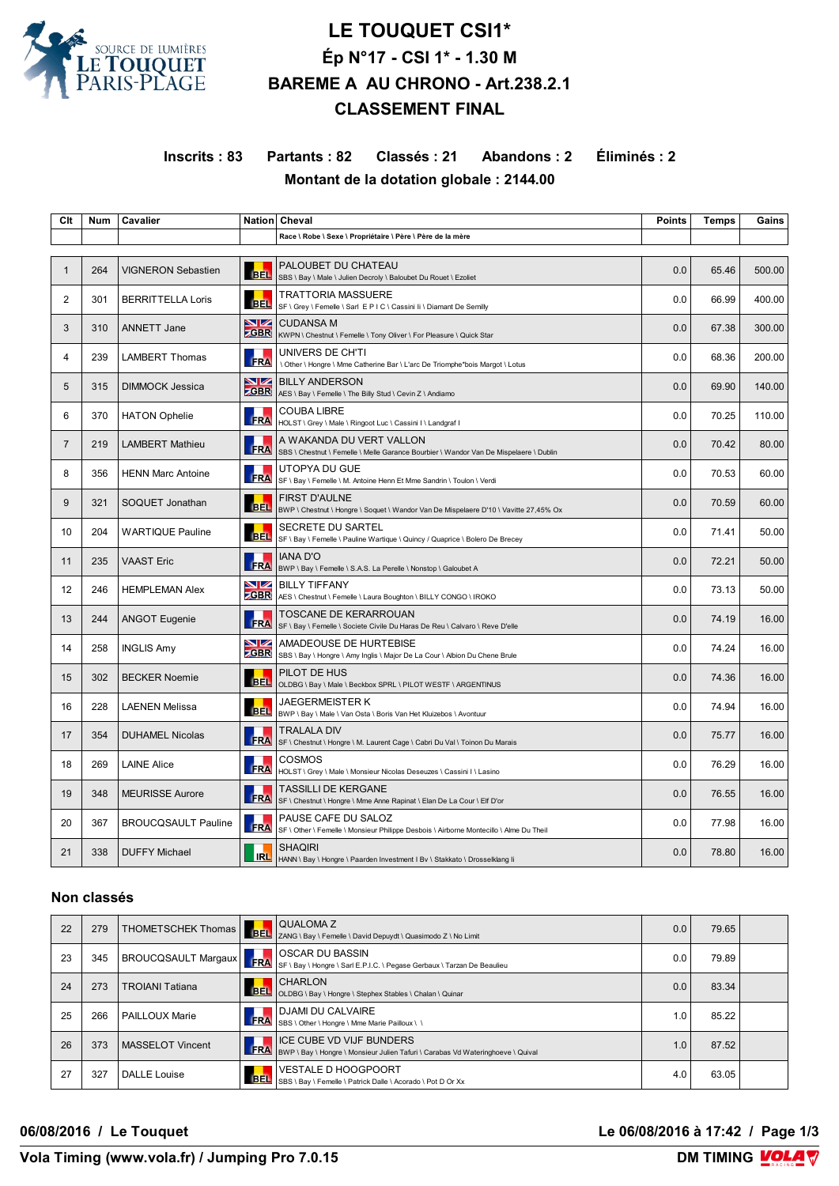# LE TOUQUET CSI1*

## Ép N°17 - CSI 1* - 1.30 M

## BAREME A AU CHRONO - Art.238.2.1

## CLASSEMENT FINAL

**Inscrits : 83 Partants : 82 Classés : 21 Abandons : 2 Éliminés : 2**

**Montant de la dotation globale : 2144.00**

| Clt | Num | Cavalier | Nation | Cheval<br>Race \ Robe \ Sexe \ Propriétaire \ Père \ Père de la mère | Points | Temps | Gains |
|---|---|---|---|---|---|---|---|
| 1 | 264 | VIGNERON Sebastien | BEL | PALOUBET DU CHATEAU<br>SBS \ Bay \ Male \ Julien Decroly \ Baloubet Du Rouet \ Ezoliet | 0.0 | 65.46 | 500.00 |
| 2 | 301 | BERRITTELLA Loris | BEL | TRATTORIA MASSUERE<br>SF \ Grey \ Femelle \ Sarl E P I C \ Cassini Ii \ Diamant De Semilly | 0.0 | 66.99 | 400.00 |
| 3 | 310 | ANNETT Jane | GBR | CUDANSA M<br>KWPN \ Chestnut \ Femelle \ Tony Oliver \ For Pleasure \ Quick Star | 0.0 | 67.38 | 300.00 |
| 4 | 239 | LAMBERT Thomas | FRA | UNIVERS DE CH'TI<br>\ Other \ Hongre \ Mme Catherine Bar \ L'arc De Triomphe*bois Margot \ Lotus | 0.0 | 68.36 | 200.00 |
| 5 | 315 | DIMMOCK Jessica | GBR | BILLY ANDERSON<br>AES \ Bay \ Femelle \ The Billy Stud \ Cevin Z \ Andiamo | 0.0 | 69.90 | 140.00 |
| 6 | 370 | HATON Ophelie | FRA | COUBA LIBRE<br>HOLST \ Grey \ Male \ Ringoot Luc \ Cassini I \ Landgraf I | 0.0 | 70.25 | 110.00 |
| 7 | 219 | LAMBERT Mathieu | FRA | A WAKANDA DU VERT VALLON<br>SBS \ Chestnut \ Femelle \ Melle Garance Bourbier \ Wandor Van De Mispelaere \ Dublin | 0.0 | 70.42 | 80.00 |
| 8 | 356 | HENN Marc Antoine | FRA | UTOPYA DU GUE<br>SF \ Bay \ Femelle \ M. Antoine Henn Et Mme Sandrin \ Toulon \ Verdi | 0.0 | 70.53 | 60.00 |
| 9 | 321 | SOQUET Jonathan | BEL | FIRST D'AULNE<br>BWP \ Chestnut \ Hongre \ Soquet \ Wandor Van De Mispelaere D'10 \ Vavitte 27,45% Ox | 0.0 | 70.59 | 60.00 |
| 10 | 204 | WARTIQUE Pauline | BEL | SECRETE DU SARTEL<br>SF \ Bay \ Femelle \ Pauline Wartique \ Quincy / Quaprice \ Bolero De Brecey | 0.0 | 71.41 | 50.00 |
| 11 | 235 | VAAST Eric | FRA | IANA D'O<br>BWP \ Bay \ Femelle \ S.A.S. La Perelle \ Nonstop \ Galoubet A | 0.0 | 72.21 | 50.00 |
| 12 | 246 | HEMPLEMAN Alex | GBR | BILLY TIFFANY<br>AES \ Chestnut \ Femelle \ Laura Boughton \ BILLY CONGO \ IROKO | 0.0 | 73.13 | 50.00 |
| 13 | 244 | ANGOT Eugenie | FRA | TOSCANE DE KERARROUAN<br>SF \ Bay \ Femelle \ Societe Civile Du Haras De Reu \ Calvaro \ Reve D'elle | 0.0 | 74.19 | 16.00 |
| 14 | 258 | INGLIS Amy | GBR | AMADEOUSE DE HURTEBISE<br>SBS \ Bay \ Hongre \ Amy Inglis \ Major De La Cour \ Albion Du Chene Brule | 0.0 | 74.24 | 16.00 |
| 15 | 302 | BECKER Noemie | BEL | PILOT DE HUS<br>OLDBG \ Bay \ Male \ Beckbox SPRL \ PILOT WESTF \ ARGENTINUS | 0.0 | 74.36 | 16.00 |
| 16 | 228 | LAENEN Melissa | BEL | JAEGERMEISTER K<br>BWP \ Bay \ Male \ Van Osta \ Boris Van Het Kluizebos \ Avontuur | 0.0 | 74.94 | 16.00 |
| 17 | 354 | DUHAMEL Nicolas | FRA | TRALALA DIV<br>SF \ Chestnut \ Hongre \ M. Laurent Cage \ Cabri Du Val \ Toinon Du Marais | 0.0 | 75.77 | 16.00 |
| 18 | 269 | LAINE Alice | FRA | COSMOS<br>HOLST \ Grey \ Male \ Monsieur Nicolas Deseuzes \ Cassini I \ Lasino | 0.0 | 76.29 | 16.00 |
| 19 | 348 | MEURISSE Aurore | FRA | TASSILLI DE KERGANE<br>SF \ Chestnut \ Hongre \ Mme Anne Rapinat \ Elan De La Cour \ Elf D'or | 0.0 | 76.55 | 16.00 |
| 20 | 367 | BROUCQSAULT Pauline | FRA | PAUSE CAFE DU SALOZ<br>SF \ Other \ Femelle \ Monsieur Philippe Desbois \ Airborne Montecillo \ Alme Du Theil | 0.0 | 77.98 | 16.00 |
| 21 | 338 | DUFFY Michael | IRL | SHAQIRI<br>HANN \ Bay \ Hongre \ Paarden Investment I Bv \ Stakkato \ Drosselklang Ii | 0.0 | 78.80 | 16.00 |

### Non classés

| Clt | Num | Cavalier | Nation | Cheval<br>Race \ Robe \ Sexe \ Propriétaire \ Père \ Père de la mère | Points | Temps | Gains |
|---|---|---|---|---|---|---|---|
| 22 | 279 | THOMETSCHEK Thomas | BEL | QUALOMA Z<br>ZANG \ Bay \ Femelle \ David Depuydt \ Quasimodo Z \ No Limit | 0.0 | 79.65 | |
| 23 | 345 | BROUCQSAULT Margaux | FRA | OSCAR DU BASSIN<br>SF \ Bay \ Hongre \ Sarl E.P.I.C. \ Pegase Gerbaux \ Tarzan De Beaulieu | 0.0 | 79.89 | |
| 24 | 273 | TROIANI Tatiana | BEL | CHARLON<br>OLDBG \ Bay \ Hongre \ Stephex Stables \ Chalan \ Quinar | 0.0 | 83.34 | |
| 25 | 266 | PAILLOUX Marie | FRA | DJAMI DU CALVAIRE<br>SBS \ Other \ Hongre \ Mme Marie Pailloux \ \ | 1.0 | 85.22 | |
| 26 | 373 | MASSELOT Vincent | FRA | ICE CUBE VD VIJF BUNDERS<br>BWP \ Bay \ Hongre \ Monsieur Julien Tafuri \ Carabas Vd Wateringhoeve \ Quival | 1.0 | 87.52 | |
| 27 | 327 | DALLE Louise | BEL | VESTALE D HOOGPOORT<br>SBS \ Bay \ Femelle \ Patrick Dalle \ Acorado \ Pot D Or Xx | 4.0 | 63.05 | |

**06/08/2016 / Le Touquet** — **Le 06/08/2016 à 17:42**

**Vola Timing (www.vola.fr) / Jumping Pro 7.0.15** — **DM TIMING**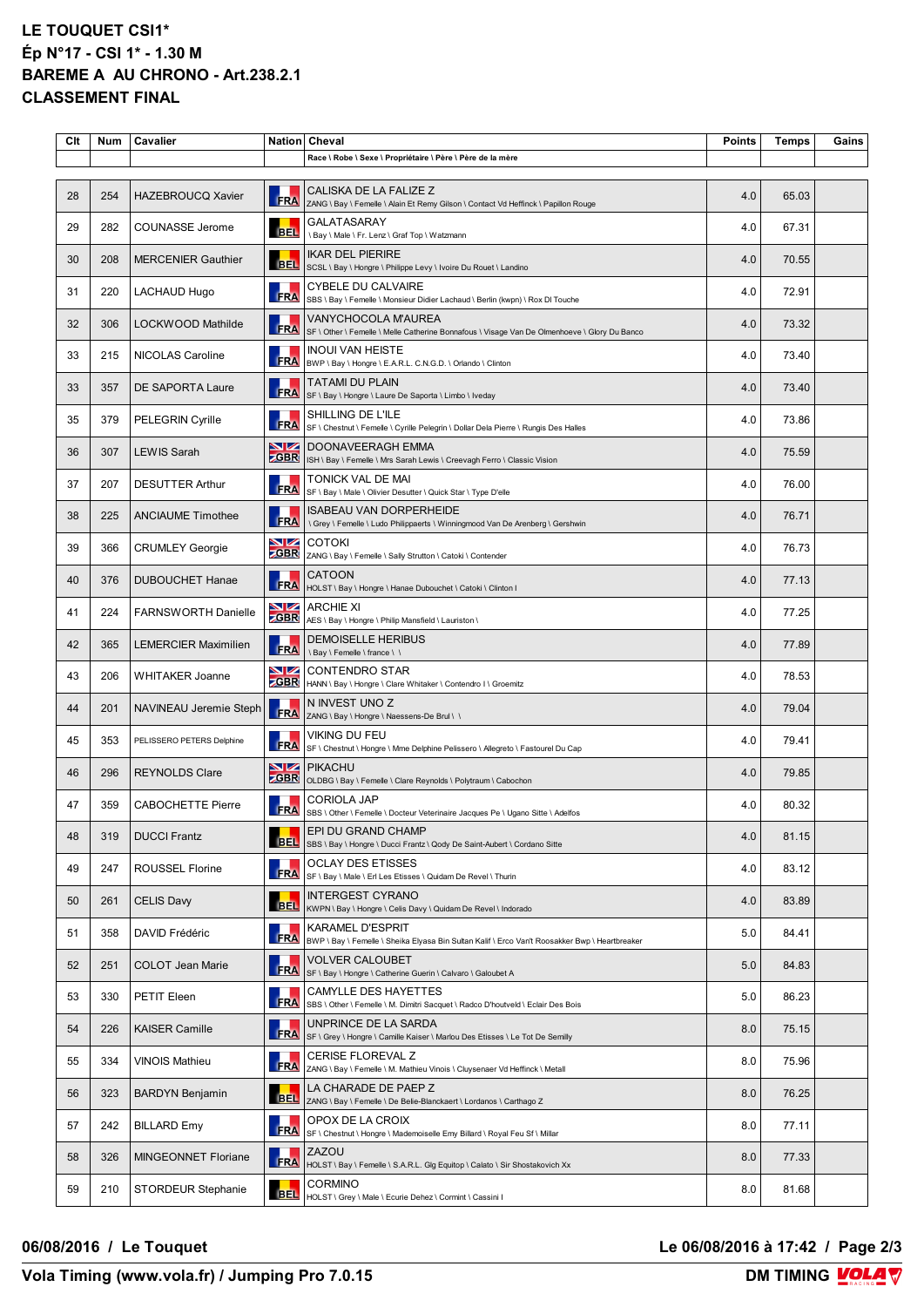# LE TOUQUET CSI1*
## Ép N°17 - CSI 1* - 1.30 M
## BAREME A AU CHRONO - Art.238.2.1
## CLASSEMENT FINAL

| Clt | Num | Cavalier | Nation | Cheval<br>Race \ Robe \ Sexe \ Propriétaire \ Père \ Père de la mère | Points | Temps | Gains |
|---|---|---|---|---|---|---|---|
| 28 | 254 | HAZEBROUCQ Xavier | FRA | CALISKA DE LA FALIZE Z<br>ZANG \ Bay \ Femelle \ Alain Et Remy Gilson \ Contact Vd Heffinck \ Papillon Rouge | 4.0 | 65.03 | |
| 29 | 282 | COUNASSE Jerome | BEL | GALATASARAY<br>\ Bay \ Male \ Fr. Lenz \ Graf Top \ Watzmann | 4.0 | 67.31 | |
| 30 | 208 | MERCENIER Gauthier | BEL | IKAR DEL PIERIRE<br>SCSL \ Bay \ Hongre \ Philippe Levy \ Ivoire Du Rouet \ Landino | 4.0 | 70.55 | |
| 31 | 220 | LACHAUD Hugo | FRA | CYBELE DU CALVAIRE<br>SBS \ Bay \ Femelle \ Monsieur Didier Lachaud \ Berlin (kwpn) \ Rox Dl Touche | 4.0 | 72.91 | |
| 32 | 306 | LOCKWOOD Mathilde | FRA | VANYCHOCOLA M'AUREA<br>SF \ Other \ Femelle \ Melle Catherine Bonnafous \ Visage Van De Olmenhoeve \ Glory Du Banco | 4.0 | 73.32 | |
| 33 | 215 | NICOLAS Caroline | FRA | INOUI VAN HEISTE<br>BWP \ Bay \ Hongre \ E.A.R.L. C.N.G.D. \ Orlando \ Clinton | 4.0 | 73.40 | |
| 33 | 357 | DE SAPORTA Laure | FRA | TATAMI DU PLAIN<br>SF \ Bay \ Hongre \ Laure De Saporta \ Limbo \ Iveday | 4.0 | 73.40 | |
| 35 | 379 | PELEGRIN Cyrille | FRA | SHILLING DE L'ILE<br>SF \ Chestnut \ Femelle \ Cyrille Pelegrin \ Dollar Dela Pierre \ Rungis Des Halles | 4.0 | 73.86 | |
| 36 | 307 | LEWIS Sarah | GBR | DOONAVEERAGH EMMA<br>ISH \ Bay \ Femelle \ Mrs Sarah Lewis \ Creevagh Ferro \ Classic Vision | 4.0 | 75.59 | |
| 37 | 207 | DESUTTER Arthur | FRA | TONICK VAL DE MAI<br>SF \ Bay \ Male \ Olivier Desutter \ Quick Star \ Type D'elle | 4.0 | 76.00 | |
| 38 | 225 | ANCIAUME Timothee | FRA | ISABEAU VAN DORPERHEIDE<br>\ Grey \ Femelle \ Ludo Philippaerts \ Winningmood Van De Arenberg \ Gershwin | 4.0 | 76.71 | |
| 39 | 366 | CRUMLEY Georgie | GBR | COTOKI<br>ZANG \ Bay \ Femelle \ Sally Strutton \ Catoki \ Contender | 4.0 | 76.73 | |
| 40 | 376 | DUBOUCHET Hanae | FRA | CATOON<br>HOLST \ Bay \ Hongre \ Hanae Dubouchet \ Catoki \ Clinton I | 4.0 | 77.13 | |
| 41 | 224 | FARNSWORTH Danielle | GBR | ARCHIE XI<br>AES \ Bay \ Hongre \ Philip Mansfield \ Lauriston \ | 4.0 | 77.25 | |
| 42 | 365 | LEMERCIER Maximilien | FRA | DEMOISELLE HERIBUS<br>\ Bay \ Femelle \ france \ \ | 4.0 | 77.89 | |
| 43 | 206 | WHITAKER Joanne | GBR | CONTENDRO STAR<br>HANN \ Bay \ Hongre \ Clare Whitaker \ Contendro I \ Groemitz | 4.0 | 78.53 | |
| 44 | 201 | NAVINEAU Jeremie Steph | FRA | N INVEST UNO Z<br>ZANG \ Bay \ Hongre \ Naessens-De Brul \ \ | 4.0 | 79.04 | |
| 45 | 353 | PELISSERO PETERS Delphine | FRA | VIKING DU FEU<br>SF \ Chestnut \ Hongre \ Mme Delphine Pelissero \ Allegreto \ Fastourel Du Cap | 4.0 | 79.41 | |
| 46 | 296 | REYNOLDS Clare | GBR | PIKACHU<br>OLDBG \ Bay \ Femelle \ Clare Reynolds \ Polytraum \ Cabochon | 4.0 | 79.85 | |
| 47 | 359 | CABOCHETTE Pierre | FRA | CORIOLA JAP<br>SBS \ Other \ Femelle \ Docteur Veterinaire Jacques Pe \ Ugano Sitte \ Adelfos | 4.0 | 80.32 | |
| 48 | 319 | DUCCI Frantz | BEL | EPI DU GRAND CHAMP<br>SBS \ Bay \ Hongre \ Ducci Frantz \ Qody De Saint-Aubert \ Cordano Sitte | 4.0 | 81.15 | |
| 49 | 247 | ROUSSEL Florine | FRA | OCLAY DES ETISSES<br>SF \ Bay \ Male \ Erl Les Etisses \ Quidam De Revel \ Thurin | 4.0 | 83.12 | |
| 50 | 261 | CELIS Davy | BEL | INTERGEST CYRANO<br>KWPN \ Bay \ Hongre \ Celis Davy \ Quidam De Revel \ Indorado | 4.0 | 83.89 | |
| 51 | 358 | DAVID Frédéric | FRA | KARAMEL D'ESPRIT<br>BWP \ Bay \ Femelle \ Sheika Elyasa Bin Sultan Kalif \ Ecro Van't Roosakker Bwp \ Heartbreaker | 5.0 | 84.41 | |
| 52 | 251 | COLOT Jean Marie | FRA | VOLVER CALOUBET<br>SF \ Bay \ Hongre \ Catherine Guerin \ Calvaro \ Galoubet A | 5.0 | 84.83 | |
| 53 | 330 | PETIT Eleen | FRA | CAMYLLE DES HAYETTES<br>SBS \ Other \ Femelle \ M. Dimitri Sacquet \ Radco D'houtveld \ Eclair Des Bois | 5.0 | 86.23 | |
| 54 | 226 | KAISER Camille | FRA | UNPRINCE DE LA SARDA<br>SF \ Grey \ Hongre \ Camille Kaiser \ Marlou Des Etisses \ Le Tot De Semilly | 8.0 | 75.15 | |
| 55 | 334 | VINOIS Mathieu | FRA | CERISE FLOREVAL Z<br>ZANG \ Bay \ Femelle \ M. Mathieu Vinois \ Cluysenaer Vd Heffinck \ Metall | 8.0 | 75.96 | |
| 56 | 323 | BARDYN Benjamin | BEL | LA CHARADE DE PAEP Z<br>ZANG \ Bay \ Femelle \ De Belie-Blanckaert \ Lordanos \ Carthago Z | 8.0 | 76.25 | |
| 57 | 242 | BILLARD Emy | FRA | OPOX DE LA CROIX<br>SF \ Chestnut \ Hongre \ Mademoiselle Emy Billard \ Royal Feu Sf \ Millar | 8.0 | 77.11 | |
| 58 | 326 | MINGEONNET Floriane | FRA | ZAZOU<br>HOLST \ Bay \ Femelle \ S.A.R.L. Glg Equitop \ Calato \ Sir Shostakovich Xx | 8.0 | 77.33 | |
| 59 | 210 | STORDEUR Stephanie | BEL | CORMINO<br>HOLST \ Grey \ Male \ Ecurie Dehez \ Cormint \ Cassini I | 8.0 | 81.68 | |

06/08/2016 / Le Touquet

Le 06/08/2016 à 17:42

Vola Timing (www.vola.fr) / Jumping Pro 7.0.15

DM TIMING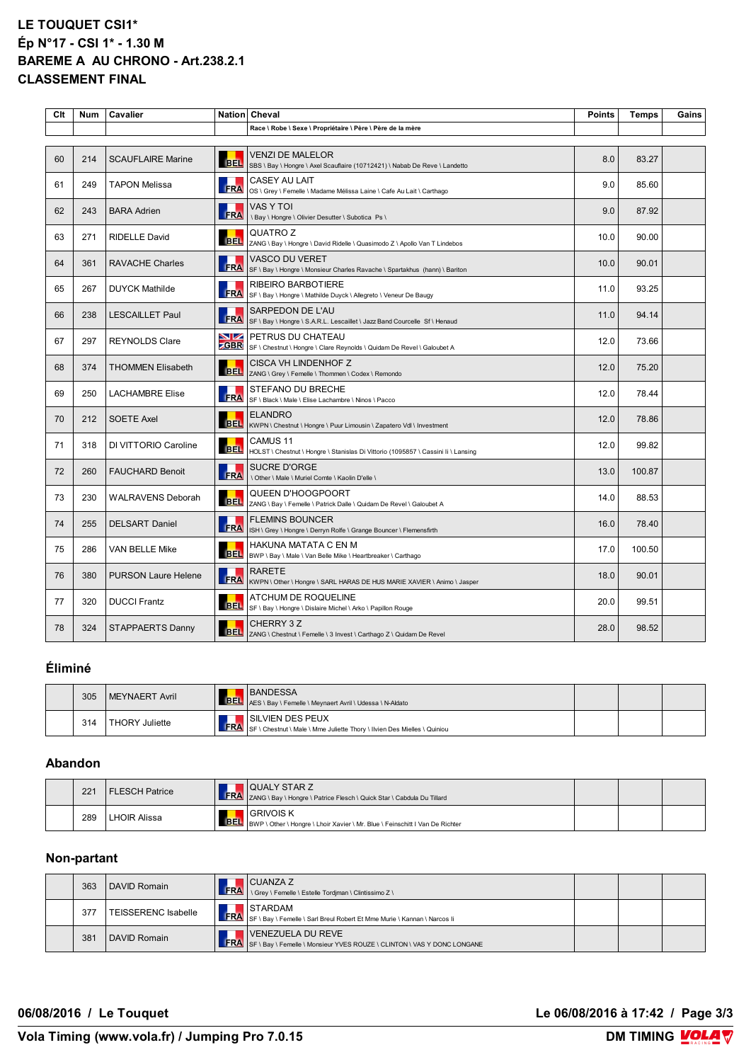# LE TOUQUET CSI1*
# Ép N°17 - CSI 1* - 1.30 M
# BAREME A AU CHRONO - Art.238.2.1
# CLASSEMENT FINAL

| Clt | Num | Cavalier | Nation | Cheval<br>Race \ Robe \ Sexe \ Propriétaire \ Père \ Père de la mère | Points | Temps | Gains |
|---|---|---|---|---|---|---|---|
| 60 | 214 | SCAUFLAIRE Marine | BEL | VENZI DE MALELOR<br>SBS \ Bay \ Hongre \ Axel Scauflaire (10712421) \ Nabab De Reve \ Landetto | 8.0 | 83.27 | |
| 61 | 249 | TAPON Melissa | FRA | CASEY AU LAIT<br>OS \ Grey \ Femelle \ Madame Mélissa Laine \ Cafe Au Lait \ Carthago | 9.0 | 85.60 | |
| 62 | 243 | BARA Adrien | FRA | VAS Y TOI<br>\ Bay \ Hongre \ Olivier Desutter \ Subotica Ps \ | 9.0 | 87.92 | |
| 63 | 271 | RIDELLE David | BEL | QUATRO Z<br>ZANG \ Bay \ Hongre \ David Ridelle \ Quasimodo Z \ Apollo Van T Lindebos | 10.0 | 90.00 | |
| 64 | 361 | RAVACHE Charles | FRA | VASCO DU VERET<br>SF \ Bay \ Hongre \ Monsieur Charles Ravache \ Spartakhus (hann) \ Bariton | 10.0 | 90.01 | |
| 65 | 267 | DUYCK Mathilde | FRA | RIBEIRO BARBOTIERE<br>SF \ Bay \ Hongre \ Mathilde Duyck \ Allegreto \ Veneur De Baugy | 11.0 | 93.25 | |
| 66 | 238 | LESCAILLET Paul | FRA | SARPEDON DE L'AU<br>SF \ Bay \ Hongre \ S.A.R.L. Lescaillet \ Jazz Band Courcelle Sf \ Henaud | 11.0 | 94.14 | |
| 67 | 297 | REYNOLDS Clare | GBR | PETRUS DU CHATEAU<br>SF \ Chestnut \ Hongre \ Clare Reynolds \ Quidam De Revel \ Galoubet A | 12.0 | 73.66 | |
| 68 | 374 | THOMMEN Elisabeth | BEL | CISCA VH LINDENHOF Z<br>ZANG \ Grey \ Femelle \ Thommen \ Codex \ Remondo | 12.0 | 75.20 | |
| 69 | 250 | LACHAMBRE Elise | FRA | STEFANO DU BRECHE<br>SF \ Black \ Male \ Elise Lachambre \ Ninos \ Pacco | 12.0 | 78.44 | |
| 70 | 212 | SOETE Axel | BEL | ELANDRO<br>KWPN \ Chestnut \ Hongre \ Puur Limousin \ Zapatero Vdl \ Investment | 12.0 | 78.86 | |
| 71 | 318 | DI VITTORIO Caroline | BEL | CAMUS 11<br>HOLST \ Chestnut \ Hongre \ Stanislas Di Vittorio (1095857 \ Cassini Ii \ Lansing | 12.0 | 99.82 | |
| 72 | 260 | FAUCHARD Benoit | FRA | SUCRE D'ORGE<br>\ Other \ Male \ Muriel Comte \ Kaolin D'elle \ | 13.0 | 100.87 | |
| 73 | 230 | WALRAVENS Deborah | BEL | QUEEN D'HOOGPOORT<br>ZANG \ Bay \ Femelle \ Patrick Dalle \ Quidam De Revel \ Galoubet A | 14.0 | 88.53 | |
| 74 | 255 | DELSART Daniel | FRA | FLEMINS BOUNCER<br>ISH \ Grey \ Hongre \ Derryn Rolfe \ Grange Bouncer \ Flemensfirth | 16.0 | 78.40 | |
| 75 | 286 | VAN BELLE Mike | BEL | HAKUNA MATATA C EN M<br>BWP \ Bay \ Male \ Van Belle Mike \ Heartbreaker \ Carthago | 17.0 | 100.50 | |
| 76 | 380 | PURSON Laure Helene | FRA | RARETE<br>KWPN \ Other \ Hongre \ SARL HARAS DE HUS MARIE XAVIER \ Animo \ Jasper | 18.0 | 90.01 | |
| 77 | 320 | DUCCI Frantz | BEL | ATCHUM DE ROQUELINE<br>SF \ Bay \ Hongre \ Dislaire Michel \ Arko \ Papillon Rouge | 20.0 | 99.51 | |
| 78 | 324 | STAPPAERTS Danny | BEL | CHERRY 3 Z<br>ZANG \ Chestnut \ Femelle \ 3 Invest \ Carthago Z \ Quidam De Revel | 28.0 | 98.52 | |

## Éliminé

| | | | | | | | |
|---|---|---|---|---|---|---|---|
| | 305 | MEYNAERT Avril | BEL | BANDESSA<br>AES \ Bay \ Femelle \ Meynaert Avril \ Udessa \ N-Aldato | | | |
| | 314 | THORY Juliette | FRA | SILVIEN DES PEUX<br>SF \ Chestnut \ Male \ Mme Juliette Thory \ Ilvien Des Mielles \ Quiniou | | | |

## Abandon

| | | | | | | | |
|---|---|---|---|---|---|---|---|
| | 221 | FLESCH Patrice | FRA | QUALY STAR Z<br>ZANG \ Bay \ Hongre \ Patrice Flesch \ Quick Star \ Cabdula Du Tillard | | | |
| | 289 | LHOIR Alissa | BEL | GRIVOIS K<br>BWP \ Other \ Hongre \ Lhoir Xavier \ Mr. Blue \ Feinschitt I Van De Richter | | | |

## Non-partant

| | | | | | | | |
|---|---|---|---|---|---|---|---|
| | 363 | DAVID Romain | FRA | CUANZA Z<br>\ Grey \ Femelle \ Estelle Tordjman \ Clintissimo Z \ | | | |
| | 377 | TEISSERENC Isabelle | FRA | STARDAM<br>SF \ Bay \ Femelle \ Sarl Breul Robert Et Mme Murie \ Kannan \ Narcos Ii | | | |
| | 381 | DAVID Romain | FRA | VENEZUELA DU REVE<br>SF \ Bay \ Femelle \ Monsieur YVES ROUZE \ CLINTON \ VAS Y DONC LONGANE | | | |

**06/08/2016 / Le Touquet** — **Le 06/08/2016 à 17:42**

**Vola Timing (www.vola.fr) / Jumping Pro 7.0.15** — **DM TIMING**